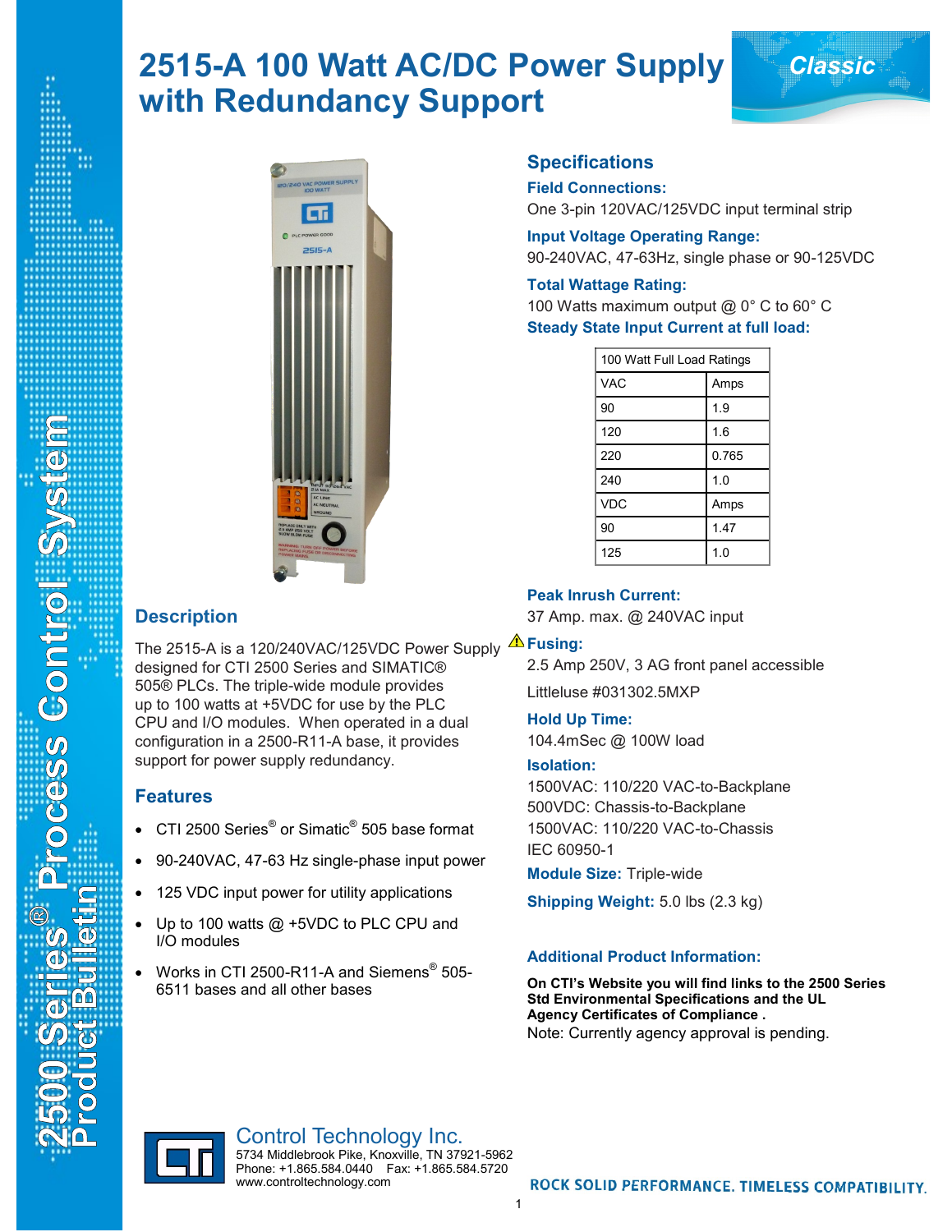# 2515-A 100 Watt AC/DC Power Supply with Redundancy Support

Classic

## Description

The 2515-A is a 120/240VAC/125VDC Power Supply designed for CTI 2500 Series and SIMATIC® 505® PLCs. The triple-wide module provides up to 100 watts at +5VDC for use by the PLC CPU and I/O modules. When operated in a dual configuration in a 2500-R11-A base, it provides support for power supply redundancy.

## Features

- CTI 2500 Series® or Simatic® 505 base format
- 90-240VAC, 47-63 Hz single-phase input power
- 125 VDC input power for utility applications
- Up to 100 watts @ +5VDC to PLC CPU and I/O modules
- Works in CTI 2500-R11-A and Siemens® 505-6511 bases and all other bases

## Specifications

**Field Connections:**
One 3-pin 120VAC/125VDC input terminal strip

**Input Voltage Operating Range:**
90-240VAC, 47-63Hz, single phase or 90-125VDC

**Total Wattage Rating:**
100 Watts maximum output @ 0° C to 60° C

**Steady State Input Current at full load:**

| 100 Watt Full Load Ratings | |
|---|---|
| VAC | Amps |
| 90 | 1.9 |
| 120 | 1.6 |
| 220 | 0.765 |
| 240 | 1.0 |
| VDC | Amps |
| 90 | 1.47 |
| 125 | 1.0 |

**Peak Inrush Current:**
37 Amp. max. @ 240VAC input

⚠ **Fusing:**
2.5 Amp 250V, 3 AG front panel accessible

Littleluse #031302.5MXP

**Hold Up Time:**
104.4mSec @ 100W load

**Isolation:**
1500VAC: 110/220 VAC-to-Backplane
500VDC: Chassis-to-Backplane
1500VAC: 110/220 VAC-to-Chassis
IEC 60950-1

**Module Size:** Triple-wide

**Shipping Weight:** 5.0 lbs (2.3 kg)

**Additional Product Information:**

**On CTI's Website you will find links to the 2500 Series Std Environmental Specifications and the UL Agency Certificates of Compliance .**
Note: Currently agency approval is pending.

2500 Series® Process Control System
Product Bulletin

Control Technology Inc.
5734 Middlebrook Pike, Knoxville, TN 37921-5962
Phone: +1.865.584.0440 Fax: +1.865.584.5720
www.controltechnology.com

ROCK SOLID PERFORMANCE. TIMELESS COMPATIBILITY.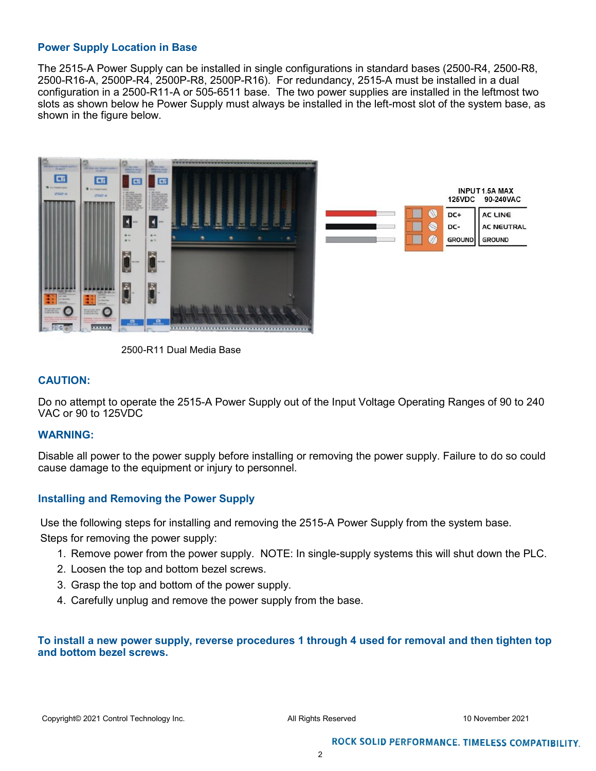## Power Supply Location in Base

The 2515-A Power Supply can be installed in single configurations in standard bases (2500-R4, 2500-R8, 2500-R16-A, 2500P-R4, 2500P-R8, 2500P-R16). For redundancy, 2515-A must be installed in a dual configuration in a 2500-R11-A or 505-6511 base. The two power supplies are installed in the leftmost two slots as shown below he Power Supply must always be installed in the left-most slot of the system base, as shown in the figure below.

INPUT 1.5A MAX

| 125VDC | 90-240VAC |
|---|---|
| DC+ | AC LINE |
| DC- | AC NEUTRAL |
| GROUND | GROUND |

2500-R11 Dual Media Base

### CAUTION:

Do no attempt to operate the 2515-A Power Supply out of the Input Voltage Operating Ranges of 90 to 240 VAC or 90 to 125VDC

### WARNING:

Disable all power to the power supply before installing or removing the power supply. Failure to do so could cause damage to the equipment or injury to personnel.

## Installing and Removing the Power Supply

Use the following steps for installing and removing the 2515-A Power Supply from the system base.

Steps for removing the power supply:

1. Remove power from the power supply. NOTE: In single-supply systems this will shut down the PLC.
2. Loosen the top and bottom bezel screws.
3. Grasp the top and bottom of the power supply.
4. Carefully unplug and remove the power supply from the base.

**To install a new power supply, reverse procedures 1 through 4 used for removal and then tighten top and bottom bezel screws.**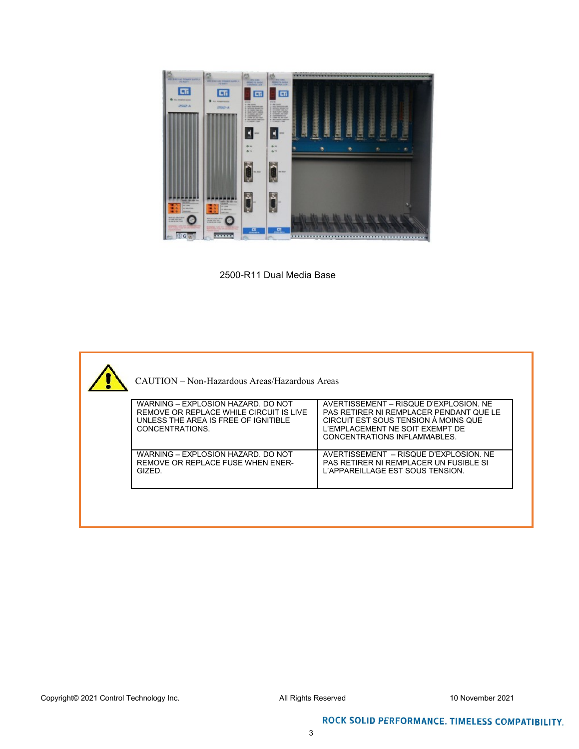2500-R11 Dual Media Base

CAUTION – Non-Hazardous Areas/Hazardous Areas

| | |
|---|---|
| WARNING – EXPLOSION HAZARD. DO NOT REMOVE OR REPLACE WHILE CIRCUIT IS LIVE UNLESS THE AREA IS FREE OF IGNITIBLE CONCENTRATIONS. | AVERTISSEMENT – RISQUE D'EXPLOSION. NE PAS RETIRER NI REMPLACER PENDANT QUE LE CIRCUIT EST SOUS TENSION À MOINS QUE L'EMPLACEMENT NE SOIT EXEMPT DE CONCENTRATIONS INFLAMMABLES. |
| WARNING – EXPLOSION HAZARD. DO NOT REMOVE OR REPLACE FUSE WHEN ENERGIZED. | AVERTISSEMENT – RISQUE D'EXPLOSION. NE PAS RETIRER NI REMPLACER UN FUSIBLE SI L'APPAREILLAGE EST SOUS TENSION. |

Copyright© 2021 Control Technology Inc. All Rights Reserved 10 November 2021

ROCK SOLID PERFORMANCE. TIMELESS COMPATIBILITY.